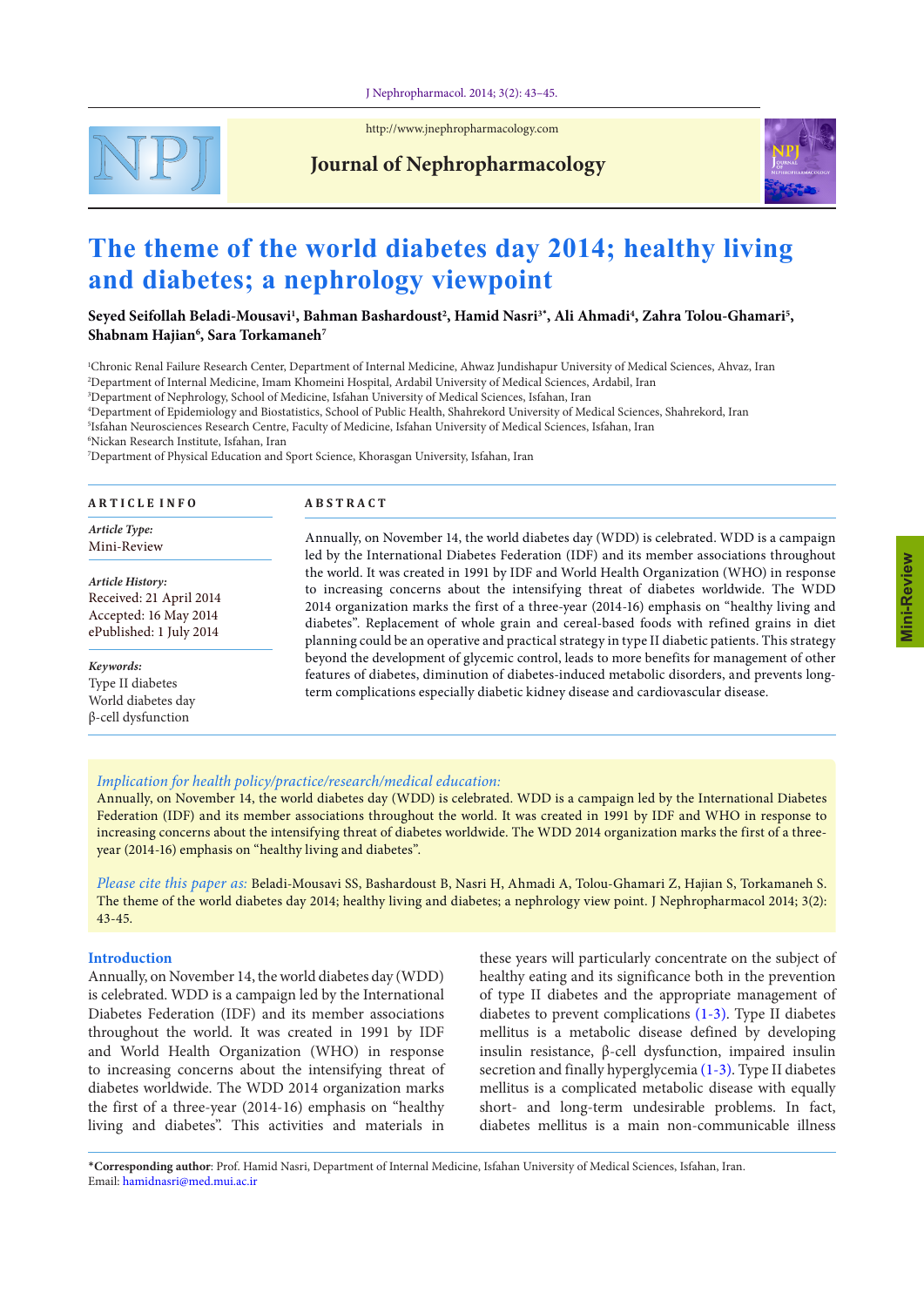# The theme of the world diabetes day 2014; healthy living and diabetes; a nephrology viewpoint

**Seyed Seifollah Beladi-Mousavi[1], Bahman Bashardoust[2], Hamid Nasri[3]*, Ali Ahmadi[4], Zahra Tolou-Ghamari[5], Shabnam Hajian[6], Sara Torkamaneh[7]**

[1]Chronic Renal Failure Research Center, Department of Internal Medicine, Ahwaz Jundishapur University of Medical Sciences, Ahvaz, Iran
[2]Department of Internal Medicine, Imam Khomeini Hospital, Ardabil University of Medical Sciences, Ardabil, Iran
[3]Department of Nephrology, School of Medicine, Isfahan University of Medical Sciences, Isfahan, Iran
[4]Department of Epidemiology and Biostatistics, School of Public Health, Shahrekord University of Medical Sciences, Shahrekord, Iran
[5]Isfahan Neurosciences Research Centre, Faculty of Medicine, Isfahan University of Medical Sciences, Isfahan, Iran
[6]Nickan Research Institute, Isfahan, Iran
[7]Department of Physical Education and Sport Science, Khorasgan University, Isfahan, Iran

## ARTICLE INFO

*Article Type:*
Mini-Review

*Article History:*
Received: 21 April 2014
Accepted: 16 May 2014
ePublished: 1 July 2014

*Keywords:*
Type II diabetes
World diabetes day
β-cell dysfunction

## ABSTRACT

Annually, on November 14, the world diabetes day (WDD) is celebrated. WDD is a campaign led by the International Diabetes Federation (IDF) and its member associations throughout the world. It was created in 1991 by IDF and World Health Organization (WHO) in response to increasing concerns about the intensifying threat of diabetes worldwide. The WDD 2014 organization marks the first of a three-year (2014-16) emphasis on "healthy living and diabetes". Replacement of whole grain and cereal-based foods with refined grains in diet planning could be an operative and practical strategy in type II diabetic patients. This strategy beyond the development of glycemic control, leads to more benefits for management of other features of diabetes, diminution of diabetes-induced metabolic disorders, and prevents long-term complications especially diabetic kidney disease and cardiovascular disease.

*Implication for health policy/practice/research/medical education:*
Annually, on November 14, the world diabetes day (WDD) is celebrated. WDD is a campaign led by the International Diabetes Federation (IDF) and its member associations throughout the world. It was created in 1991 by IDF and WHO in response to increasing concerns about the intensifying threat of diabetes worldwide. The WDD 2014 organization marks the first of a three-year (2014-16) emphasis on "healthy living and diabetes".

*Please cite this paper as:* Beladi-Mousavi SS, Bashardout B, Nasri H, Ahmadi A, Tolou-Ghamari Z, Hajian S, Torkamaneh S. The theme of the world diabetes day 2014; healthy living and diabetes; a nephrology view point. J Nephropharmacol 2014; 3(2): 43-45.

## Introduction

Annually, on November 14, the world diabetes day (WDD) is celebrated. WDD is a campaign led by the International Diabetes Federation (IDF) and its member associations throughout the world. It was created in 1991 by IDF and World Health Organization (WHO) in response to increasing concerns about the intensifying threat of diabetes worldwide. The WDD 2014 organization marks the first of a three-year (2014-16) emphasis on "healthy living and diabetes". This activities and materials in these years will particularly concentrate on the subject of healthy eating and its significance both in the prevention of type II diabetes and the appropriate management of diabetes to prevent complications (1-3). Type II diabetes mellitus is a metabolic disease defined by developing insulin resistance, β-cell dysfunction, impaired insulin secretion and finally hyperglycemia (1-3). Type II diabetes mellitus is a complicated metabolic disease with equally short- and long-term undesirable problems. In fact, diabetes mellitus is a main non-communicable illness

**\*Corresponding author**: Prof. Hamid Nasri, Department of Internal Medicine, Isfahan University of Medical Sciences, Isfahan, Iran.
Email: hamidnasri@med.mui.ac.ir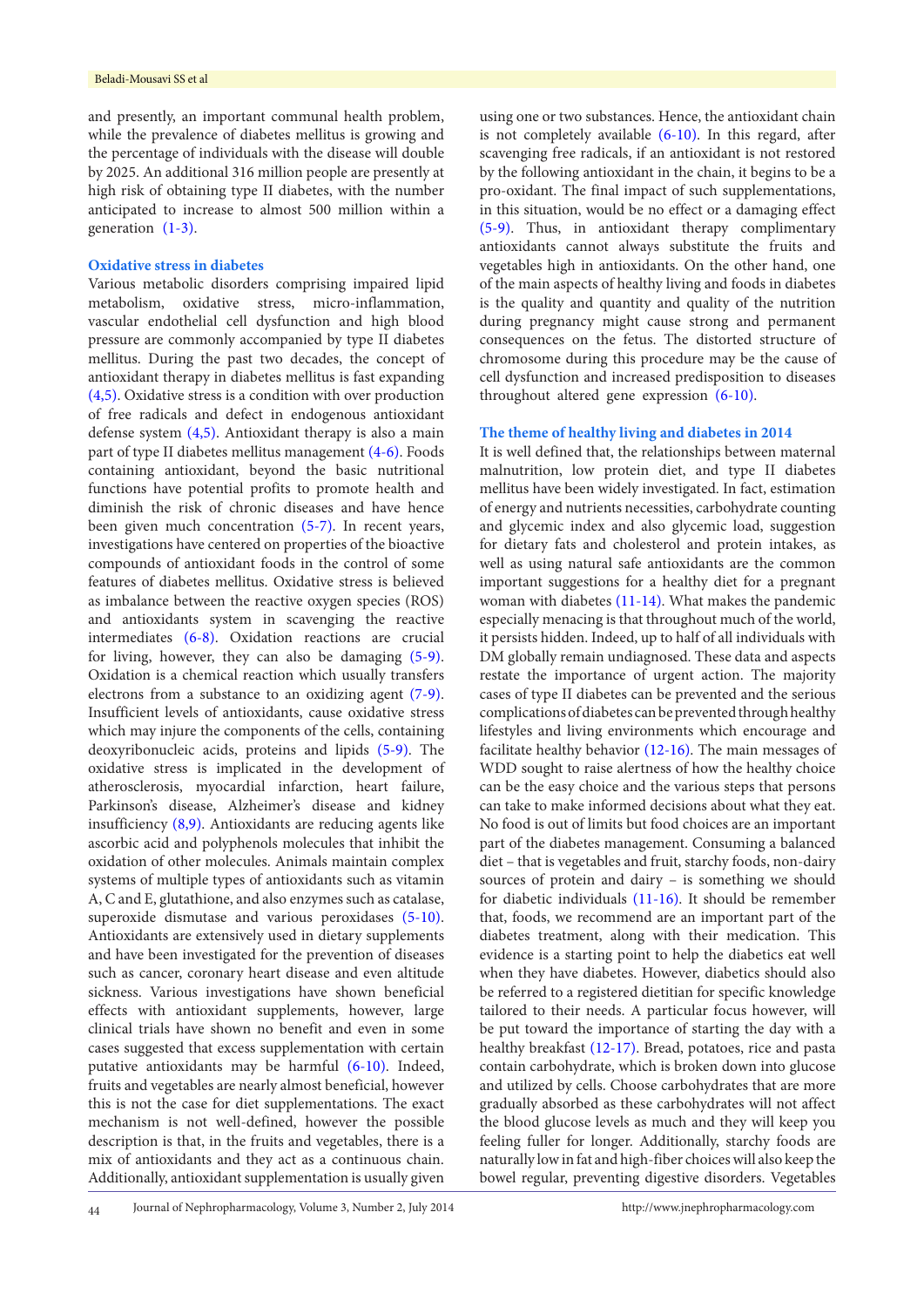and presently, an important communal health problem, while the prevalence of diabetes mellitus is growing and the percentage of individuals with the disease will double by 2025. An additional 316 million people are presently at high risk of obtaining type II diabetes, with the number anticipated to increase to almost 500 million within a generation (1-3).

## Oxidative stress in diabetes

Various metabolic disorders comprising impaired lipid metabolism, oxidative stress, micro-inflammation, vascular endothelial cell dysfunction and high blood pressure are commonly accompanied by type II diabetes mellitus. During the past two decades, the concept of antioxidant therapy in diabetes mellitus is fast expanding (4,5). Oxidative stress is a condition with over production of free radicals and defect in endogenous antioxidant defense system (4,5). Antioxidant therapy is also a main part of type II diabetes mellitus management (4-6). Foods containing antioxidant, beyond the basic nutritional functions have potential profits to promote health and diminish the risk of chronic diseases and have hence been given much concentration (5-7). In recent years, investigations have centered on properties of the bioactive compounds of antioxidant foods in the control of some features of diabetes mellitus. Oxidative stress is believed as imbalance between the reactive oxygen species (ROS) and antioxidants system in scavenging the reactive intermediates (6-8). Oxidation reactions are crucial for living, however, they can also be damaging (5-9). Oxidation is a chemical reaction which usually transfers electrons from a substance to an oxidizing agent (7-9). Insufficient levels of antioxidants, cause oxidative stress which may injure the components of the cells, containing deoxyribonucleic acids, proteins and lipids (5-9). The oxidative stress is implicated in the development of atherosclerosis, myocardial infarction, heart failure, Parkinson's disease, Alzheimer's disease and kidney insufficiency (8,9). Antioxidants are reducing agents like ascorbic acid and polyphenols molecules that inhibit the oxidation of other molecules. Animals maintain complex systems of multiple types of antioxidants such as vitamin A, C and E, glutathione, and also enzymes such as catalase, superoxide dismutase and various peroxidases (5-10). Antioxidants are extensively used in dietary supplements and have been investigated for the prevention of diseases such as cancer, coronary heart disease and even altitude sickness. Various investigations have shown beneficial effects with antioxidant supplements, however, large clinical trials have shown no benefit and even in some cases suggested that excess supplementation with certain putative antioxidants may be harmful (6-10). Indeed, fruits and vegetables are nearly almost beneficial, however this is not the case for diet supplementations. The exact mechanism is not well-defined, however the possible description is that, in the fruits and vegetables, there is a mix of antioxidants and they act as a continuous chain. Additionally, antioxidant supplementation is usually given using one or two substances. Hence, the antioxidant chain is not completely available (6-10). In this regard, after scavenging free radicals, if an antioxidant is not restored by the following antioxidant in the chain, it begins to be a pro-oxidant. The final impact of such supplementations, in this situation, would be no effect or a damaging effect (5-9). Thus, in antioxidant therapy complimentary antioxidants cannot always substitute the fruits and vegetables high in antioxidants. On the other hand, one of the main aspects of healthy living and foods in diabetes is the quality and quantity and quality of the nutrition during pregnancy might cause strong and permanent consequences on the fetus. The distorted structure of chromosome during this procedure may be the cause of cell dysfunction and increased predisposition to diseases throughout altered gene expression (6-10).

## The theme of healthy living and diabetes in 2014

It is well defined that, the relationships between maternal malnutrition, low protein diet, and type II diabetes mellitus have been widely investigated. In fact, estimation of energy and nutrients necessities, carbohydrate counting and glycemic index and also glycemic load, suggestion for dietary fats and cholesterol and protein intakes, as well as using natural safe antioxidants are the common important suggestions for a healthy diet for a pregnant woman with diabetes (11-14). What makes the pandemic especially menacing is that throughout much of the world, it persists hidden. Indeed, up to half of all individuals with DM globally remain undiagnosed. These data and aspects restate the importance of urgent action. The majority cases of type II diabetes can be prevented and the serious complications of diabetes can be prevented through healthy lifestyles and living environments which encourage and facilitate healthy behavior (12-16). The main messages of WDD sought to raise alertness of how the healthy choice can be the easy choice and the various steps that persons can take to make informed decisions about what they eat. No food is out of limits but food choices are an important part of the diabetes management. Consuming a balanced diet – that is vegetables and fruit, starchy foods, non-dairy sources of protein and dairy – is something we should for diabetic individuals (11-16). It should be remember that, foods, we recommend are an important part of the diabetes treatment, along with their medication. This evidence is a starting point to help the diabetics eat well when they have diabetes. However, diabetics should also be referred to a registered dietitian for specific knowledge tailored to their needs. A particular focus however, will be put toward the importance of starting the day with a healthy breakfast (12-17). Bread, potatoes, rice and pasta contain carbohydrate, which is broken down into glucose and utilized by cells. Choose carbohydrates that are more gradually absorbed as these carbohydrates will not affect the blood glucose levels as much and they will keep you feeling fuller for longer. Additionally, starchy foods are naturally low in fat and high-fiber choices will also keep the bowel regular, preventing digestive disorders. Vegetables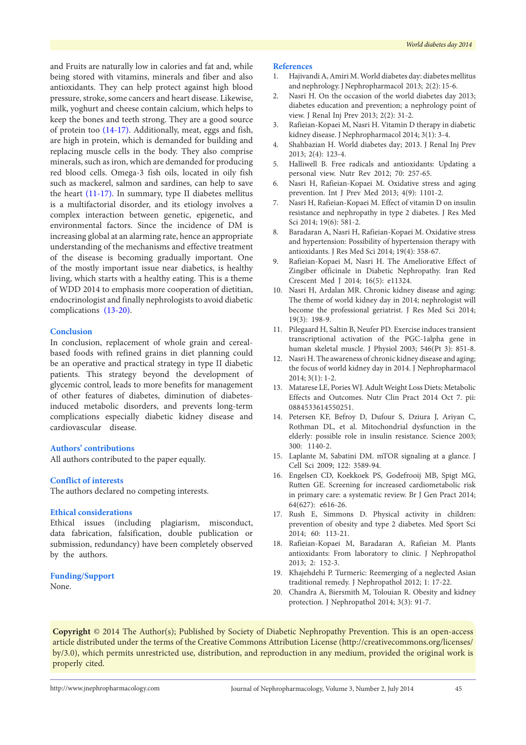and Fruits are naturally low in calories and fat and, while being stored with vitamins, minerals and fiber and also antioxidants. They can help protect against high blood pressure, stroke, some cancers and heart disease. Likewise, milk, yoghurt and cheese contain calcium, which helps to keep the bones and teeth strong. They are a good source of protein too (14-17). Additionally, meat, eggs and fish, are high in protein, which is demanded for building and replacing muscle cells in the body. They also comprise minerals, such as iron, which are demanded for producing red blood cells. Omega-3 fish oils, located in oily fish such as mackerel, salmon and sardines, can help to save the heart (11-17). In summary, type II diabetes mellitus is a multifactorial disorder, and its etiology involves a complex interaction between genetic, epigenetic, and environmental factors. Since the incidence of DM is increasing global at an alarming rate, hence an appropriate understanding of the mechanisms and effective treatment of the disease is becoming gradually important. One of the mostly important issue near diabetics, is healthy living, which starts with a healthy eating. This is a theme of WDD 2014 to emphasis more cooperation of dietitian, endocrinologist and finally nephrologists to avoid diabetic complications (13-20).

## Conclusion

In conclusion, replacement of whole grain and cereal-based foods with refined grains in diet planning could be an operative and practical strategy in type II diabetic patients. This strategy beyond the development of glycemic control, leads to more benefits for management of other features of diabetes, diminution of diabetes-induced metabolic disorders, and prevents long-term complications especially diabetic kidney disease and cardiovascular disease.

## Authors' contributions

All authors contributed to the paper equally.

## Conflict of interests

The authors declared no competing interests.

## Ethical considerations

Ethical issues (including plagiarism, misconduct, data fabrication, falsification, double publication or submission, redundancy) have been completely observed by the authors.

## Funding/Support

None.

## References

1. Hajivandi A, Amiri M. World diabetes day: diabetes mellitus and nephrology. J Nephropharmacol 2013; 2(2): 15-6.
2. Nasri H. On the occasion of the world diabetes day 2013; diabetes education and prevention; a nephrology point of view. J Renal Inj Prev 2013; 2(2): 31-2.
3. Rafieian-Kopaei M, Nasri H. Vitamin D therapy in diabetic kidney disease. J Nephropharmacol 2014; 3(1): 3-4.
4. Shahbazian H. World diabetes day; 2013. J Renal Inj Prev 2013; 2(4): 123-4.
5. Halliwell B. Free radicals and antioxidants: Updating a personal view. Nutr Rev 2012; 70: 257-65.
6. Nasri H, Rafieian-Kopaei M. Oxidative stress and aging prevention. Int J Prev Med 2013; 4(9): 1101-2.
7. Nasri H, Rafieian-Kopaei M. Effect of vitamin D on insulin resistance and nephropathy in type 2 diabetes. J Res Med Sci 2014; 19(6): 581-2.
8. Baradaran A, Nasri H, Rafieian-Kopaei M. Oxidative stress and hypertension: Possibility of hypertension therapy with antioxidants. J Res Med Sci 2014; 19(4): 358-67.
9. Rafieian-Kopaei M, Nasri H. The Ameliorative Effect of Zingiber officinale in Diabetic Nephropathy. Iran Red Crescent Med J 2014; 16(5): e11324.
10. Nasri H, Ardalan MR. Chronic kidney disease and aging: The theme of world kidney day in 2014; nephrologist will become the professional geriatrist. J Res Med Sci 2014; 19(3): 198-9.
11. Pilegaard H, Saltin B, Neufer PD. Exercise induces transient transcriptional activation of the PGC-1alpha gene in human skeletal muscle. J Physiol 2003; 546(Pt 3): 851-8.
12. Nasri H. The awareness of chronic kidney disease and aging; the focus of world kidney day in 2014. J Nephropharmacol 2014; 3(1): 1-2.
13. Matarese LE, Pories WJ. Adult Weight Loss Diets: Metabolic Effects and Outcomes. Nutr Clin Pract 2014 Oct 7. pii: 0884533614550251.
14. Petersen KF, Befroy D, Dufour S, Dziura J, Ariyan C, Rothman DL, et al. Mitochondrial dysfunction in the elderly: possible role in insulin resistance. Science 2003; 300: 1140-2.
15. Laplante M, Sabatini DM. mTOR signaling at a glance. J Cell Sci 2009; 122: 3589-94.
16. Engelsen CD, Koekkoek PS, Godefrooij MB, Spigt MG, Rutten GE. Screening for increased cardiometabolic risk in primary care: a systematic review. Br J Gen Pract 2014; 64(627): e616-26.
17. Rush E, Simmons D. Physical activity in children: prevention of obesity and type 2 diabetes. Med Sport Sci 2014; 60: 113-21.
18. Rafieian-Kopaei M, Baradaran A, Rafieian M. Plants antioxidants: From laboratory to clinic. J Nephropathol 2013; 2: 152-3.
19. Khajehdehi P. Turmeric: Reemerging of a neglected Asian traditional remedy. J Nephropathol 2012; 1: 17-22.
20. Chandra A, Biersmith M, Tolouian R. Obesity and kidney protection. J Nephropathol 2014; 3(3): 91-7.

**Copyright** © 2014 The Author(s); Published by Society of Diabetic Nephropathy Prevention. This is an open-access article distributed under the terms of the Creative Commons Attribution License (http://creativecommons.org/licenses/by/3.0), which permits unrestricted use, distribution, and reproduction in any medium, provided the original work is properly cited.